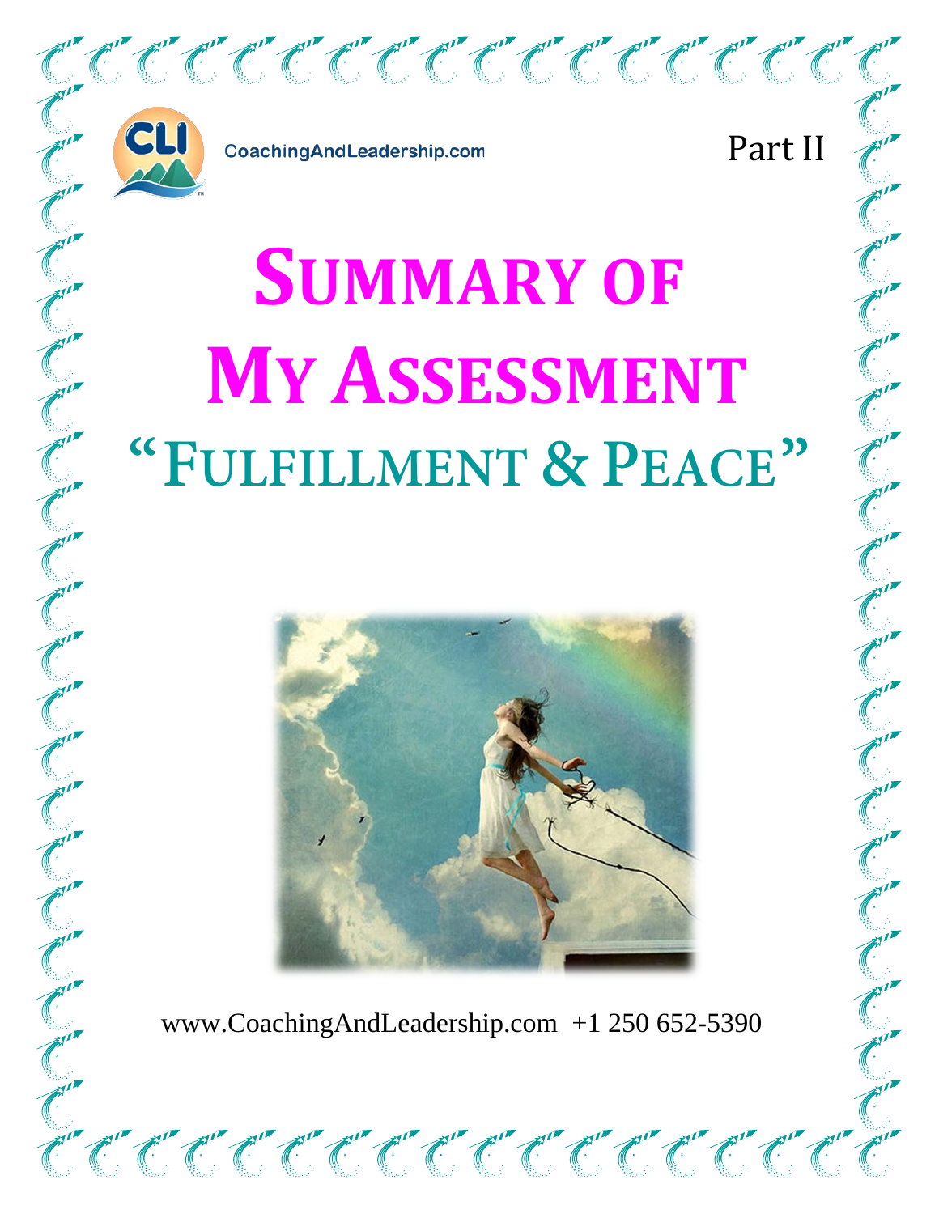CoachingAndLeadership.com

Part II

# SUMMARY OF MY ASSESSMENT

## "FULFILLMENT & PEACE"

www.CoachingAndLeadership.com +1 250 652-5390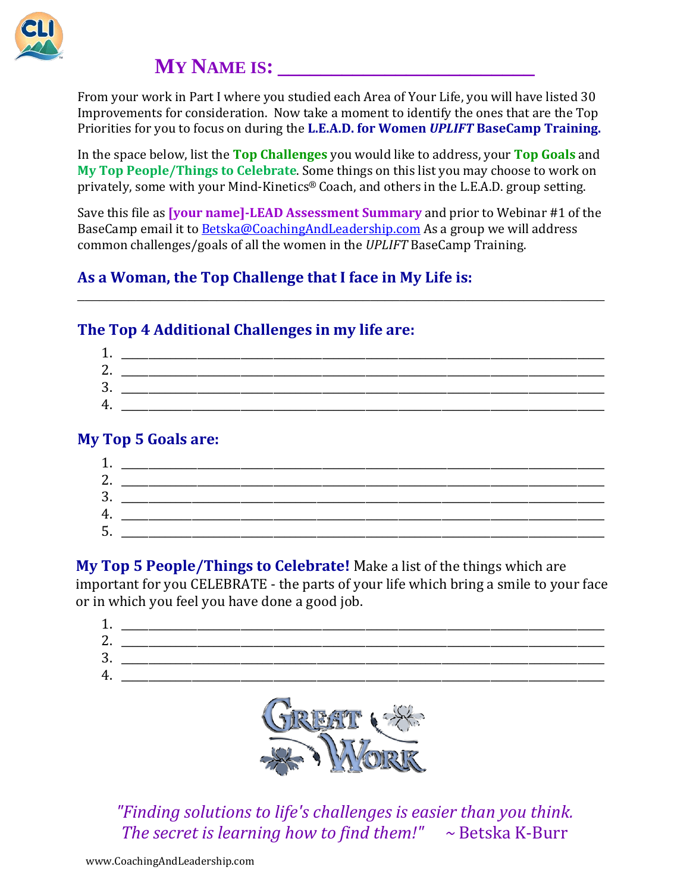# MY NAME IS: ___________________________

From your work in Part I where you studied each Area of Your Life, you will have listed 30 Improvements for consideration. Now take a moment to identify the ones that are the Top Priorities for you to focus on during the **L.E.A.D. for Women *UPLIFT* BaseCamp Training.**

In the space below, list the **Top Challenges** you would like to address, your **Top Goals** and **My Top People/Things to Celebrate**. Some things on this list you may choose to work on privately, some with your Mind-Kinetics® Coach, and others in the L.E.A.D. group setting.

Save this file as **[your name]-LEAD Assessment Summary** and prior to Webinar #1 of the BaseCamp email it to Betska@CoachingAndLeadership.com As a group we will address common challenges/goals of all the women in the *UPLIFT* BaseCamp Training.

## As a Woman, the Top Challenge that I face in My Life is:

_______________________________________________________________________________

## The Top 4 Additional Challenges in my life are:

1. ___________________________________________________________________________
2. ___________________________________________________________________________
3. ___________________________________________________________________________
4. ___________________________________________________________________________

## My Top 5 Goals are:

1. ___________________________________________________________________________
2. ___________________________________________________________________________
3. ___________________________________________________________________________
4. ___________________________________________________________________________
5. ___________________________________________________________________________

**My Top 5 People/Things to Celebrate!** Make a list of the things which are important for you CELEBRATE - the parts of your life which bring a smile to your face or in which you feel you have done a good job.

1. ___________________________________________________________________________
2. ___________________________________________________________________________
3. ___________________________________________________________________________
4. ___________________________________________________________________________

GREAT WORK

*"Finding solutions to life's challenges is easier than you think. The secret is learning how to find them!"* ~ Betska K-Burr

www.CoachingAndLeadership.com